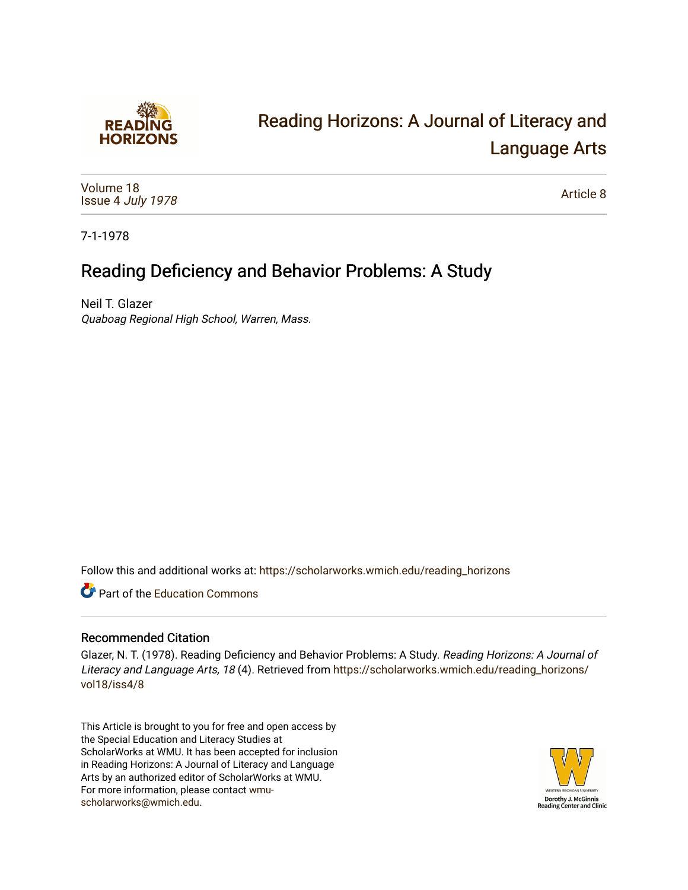Reading Horizons: A Journal of Literacy and Language Arts

Volume 18
Issue 4 *July 1978*

Article 8

7-1-1978

# Reading Deficiency and Behavior Problems: A Study

Neil T. Glazer
*Quaboag Regional High School, Warren, Mass.*

Follow this and additional works at: https://scholarworks.wmich.edu/reading_horizons

Part of the Education Commons

## Recommended Citation

Glazer, N. T. (1978). Reading Deficiency and Behavior Problems: A Study. *Reading Horizons: A Journal of Literacy and Language Arts, 18* (4). Retrieved from https://scholarworks.wmich.edu/reading_horizons/vol18/iss4/8

This Article is brought to you for free and open access by the Special Education and Literacy Studies at ScholarWorks at WMU. It has been accepted for inclusion in Reading Horizons: A Journal of Literacy and Language Arts by an authorized editor of ScholarWorks at WMU. For more information, please contact wmu-scholarworks@wmich.edu.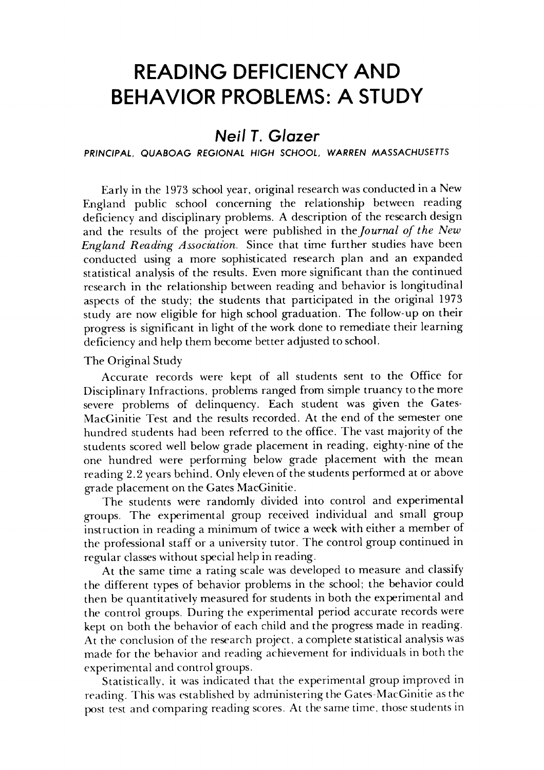# READING DEFICIENCY AND BEHAVIOR PROBLEMS: A STUDY

## *Neil T. Glazer*

*PRINCIPAL, QUABOAG REGIONAL HIGH SCHOOL, WARREN MASSACHUSETTS*

Early in the 1973 school year, original research was conducted in a New England public school concerning the relationship between reading deficiency and disciplinary problems. A description of the research design and the results of the project were published in the *Journal of the New England Reading Association.* Since that time further studies have been conducted using a more sophisticated research plan and an expanded statistical analysis of the results. Even more significant than the continued research in the relationship between reading and behavior is longitudinal aspects of the study; the students that participated in the original 1973 study are now eligible for high school graduation. The follow-up on their progress is significant in light of the work done to remediate their learning deficiency and help them become better adjusted to school.

### The Original Study

Accurate records were kept of all students sent to the Office for Disciplinary Infractions, problems ranged from simple truancy to the more severe problems of delinquency. Each student was given the Gates-MacGinitie Test and the results recorded. At the end of the semester one hundred students had been referred to the office. The vast majority of the students scored well below grade placement in reading, eighty-nine of the one hundred were performing below grade placement with the mean reading 2.2 years behind. Only eleven of the students performed at or above grade placement on the Gates MacGinitie.

The students were randomly divided into control and experimental groups. The experimental group received individual and small group instruction in reading a minimum of twice a week with either a member of the professional staff or a university tutor. The control group continued in regular classes without special help in reading.

At the same time a rating scale was developed to measure and classify the different types of behavior problems in the school; the behavior could then be quantitatively measured for students in both the experimental and the control groups. During the experimental period accurate records were kept on both the behavior of each child and the progress made in reading. At the conclusion of the research project, a complete statistical analysis was made for the behavior and reading achievement for individuals in both the experimental and control groups.

Statistically, it was indicated that the experimental group improved in reading. This was established by administering the Gates-MacGinitie as the post test and comparing reading scores. At the same time, those students in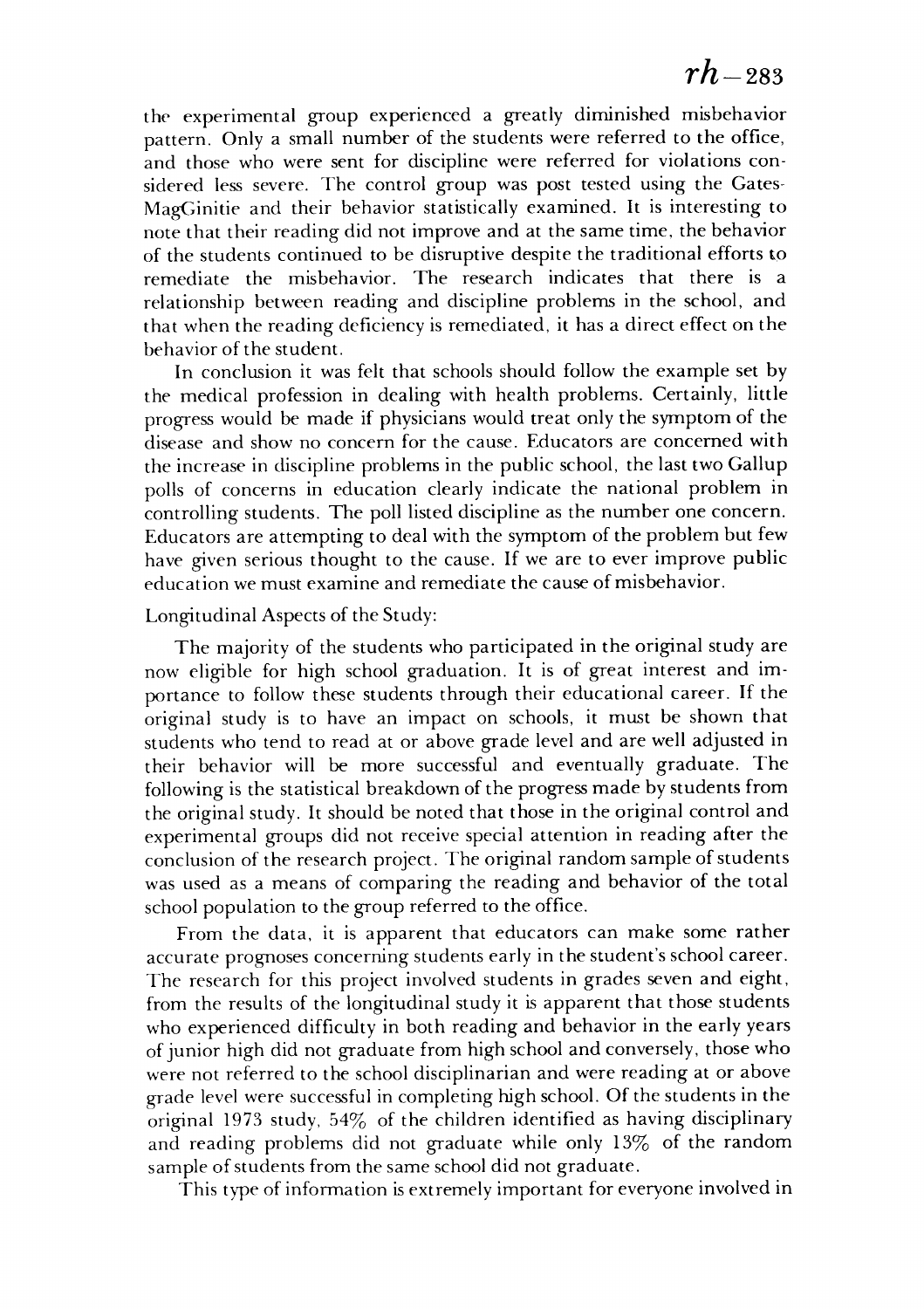the experimental group experienced a greatly diminished misbehavior pattern. Only a small number of the students were referred to the office, and those who were sent for discipline were referred for violations considered less severe. The control group was post tested using the Gates-MagGinitie and their behavior statistically examined. It is interesting to note that their reading did not improve and at the same time, the behavior of the students continued to be disruptive despite the traditional efforts to remediate the misbehavior. The research indicates that there is a relationship between reading and discipline problems in the school, and that when the reading deficiency is remediated, it has a direct effect on the behavior of the student.

In conclusion it was felt that schools should follow the example set by the medical profession in dealing with health problems. Certainly, little progress would be made if physicians would treat only the symptom of the disease and show no concern for the cause. Educators are concerned with the increase in discipline problems in the public school, the last two Gallup polls of concerns in education clearly indicate the national problem in controlling students. The poll listed discipline as the number one concern. Educators are attempting to deal with the symptom of the problem but few have given serious thought to the cause. If we are to ever improve public education we must examine and remediate the cause of misbehavior.

Longitudinal Aspects of the Study:

The majority of the students who participated in the original study are now eligible for high school graduation. It is of great interest and importance to follow these students through their educational career. If the original study is to have an impact on schools, it must be shown that students who tend to read at or above grade level and are well adjusted in their behavior will be more successful and eventually graduate. The following is the statistical breakdown of the progress made by students from the original study. It should be noted that those in the original control and experimental groups did not receive special attention in reading after the conclusion of the research project. The original random sample of students was used as a means of comparing the reading and behavior of the total school population to the group referred to the office.

From the data, it is apparent that educators can make some rather accurate prognoses concerning students early in the student's school career. The research for this project involved students in grades seven and eight, from the results of the longitudinal study it is apparent that those students who experienced difficulty in both reading and behavior in the early years of junior high did not graduate from high school and conversely, those who were not referred to the school disciplinarian and were reading at or above grade level were successful in completing high school. Of the students in the original 1973 study, 54% of the children identified as having disciplinary and reading problems did not graduate while only 13% of the random sample of students from the same school did not graduate.

This type of information is extremely important for everyone involved in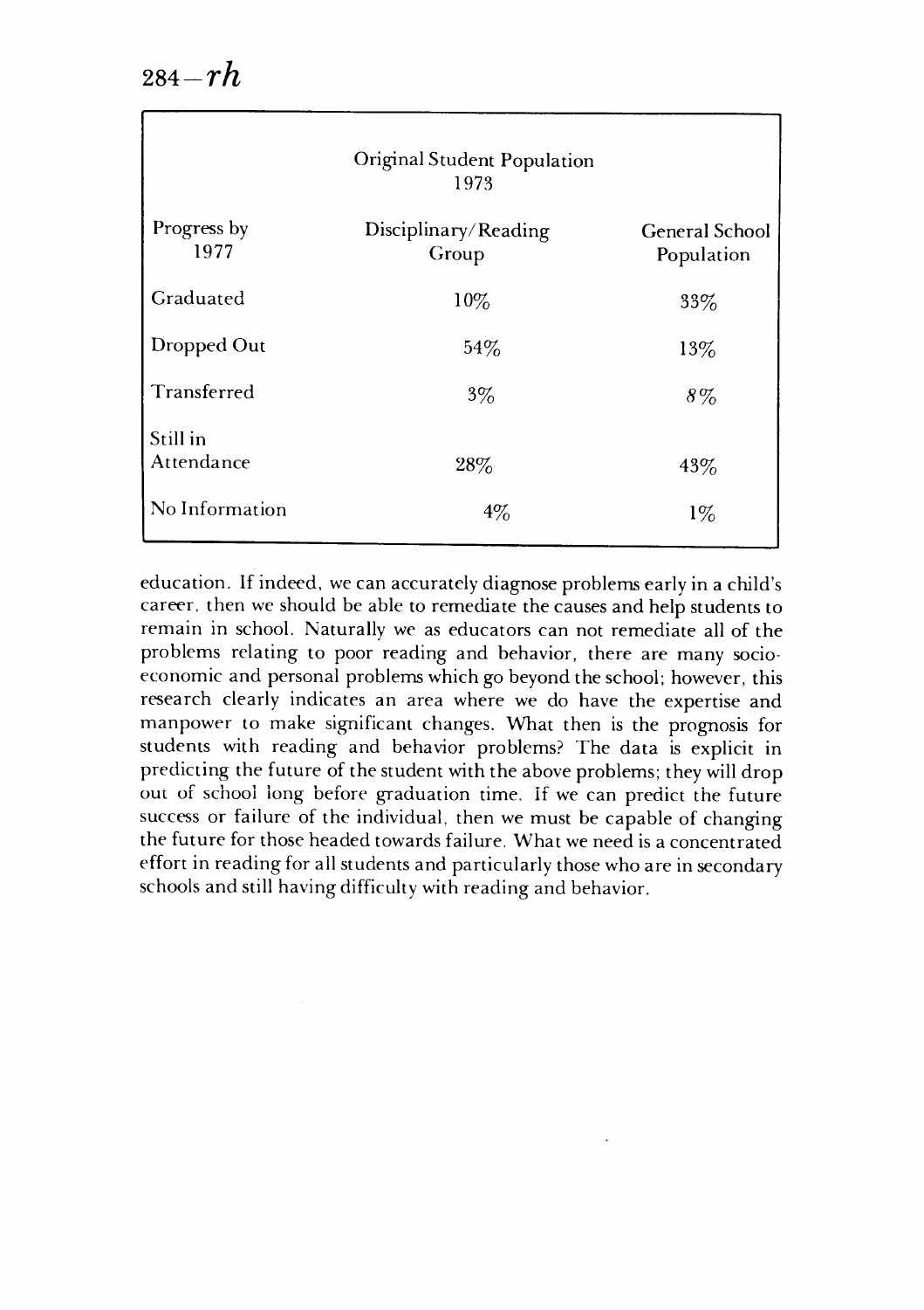| | Original Student Population 1973 | |
|---|---|---|
| Progress by 1977 | Disciplinary/Reading Group | General School Population |
| Graduated | 10% | 33% |
| Dropped Out | 54% | 13% |
| Transferred | 3% | 8% |
| Still in Attendance | 28% | 43% |
| No Information | 4% | 1% |

education. If indeed, we can accurately diagnose problems early in a child's career, then we should be able to remediate the causes and help students to remain in school. Naturally we as educators can not remediate all of the problems relating to poor reading and behavior, there are many socio-economic and personal problems which go beyond the school; however, this research clearly indicates an area where we do have the expertise and manpower to make significant changes. What then is the prognosis for students with reading and behavior problems? The data is explicit in predicting the future of the student with the above problems; they will drop out of school long before graduation time. If we can predict the future success or failure of the individual, then we must be capable of changing the future for those headed towards failure. What we need is a concentrated effort in reading for all students and particularly those who are in secondary schools and still having difficulty with reading and behavior.